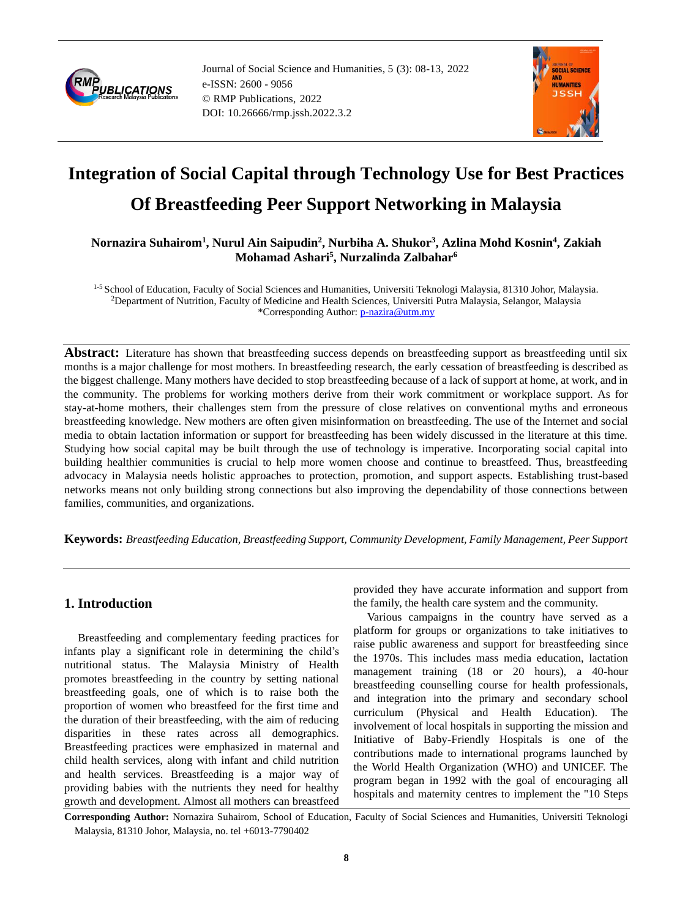# Integration of Social Capital through Technology Use for Best Practices Of Breastfeeding Peer Support Networking in Malaysia

**Nornazira Suhairom[1], Nurul Ain Saipudin[2], Nurbiha A. Shukor[3], Azlina Mohd Kosnin[4], Zakiah Mohamad Ashari[5], Nurzalinda Zalbahar[6]**

[1-5] School of Education, Faculty of Social Sciences and Humanities, Universiti Teknologi Malaysia, 81310 Johor, Malaysia.
[2]Department of Nutrition, Faculty of Medicine and Health Sciences, Universiti Putra Malaysia, Selangor, Malaysia
*Corresponding Author: p-nazira@utm.my

**Abstract:** Literature has shown that breastfeeding success depends on breastfeeding support as breastfeeding until six months is a major challenge for most mothers. In breastfeeding research, the early cessation of breastfeeding is described as the biggest challenge. Many mothers have decided to stop breastfeeding because of a lack of support at home, at work, and in the community. The problems for working mothers derive from their work commitment or workplace support. As for stay-at-home mothers, their challenges stem from the pressure of close relatives on conventional myths and erroneous breastfeeding knowledge. New mothers are often given misinformation on breastfeeding. The use of the Internet and social media to obtain lactation information or support for breastfeeding has been widely discussed in the literature at this time. Studying how social capital may be built through the use of technology is imperative. Incorporating social capital into building healthier communities is crucial to help more women choose and continue to breastfeed. Thus, breastfeeding advocacy in Malaysia needs holistic approaches to protection, promotion, and support aspects. Establishing trust-based networks means not only building strong connections but also improving the dependability of those connections between families, communities, and organizations.

**Keywords:** *Breastfeeding Education, Breastfeeding Support, Community Development, Family Management, Peer Support*

## 1. Introduction

Breastfeeding and complementary feeding practices for infants play a significant role in determining the child's nutritional status. The Malaysia Ministry of Health promotes breastfeeding in the country by setting national breastfeeding goals, one of which is to raise both the proportion of women who breastfeed for the first time and the duration of their breastfeeding, with the aim of reducing disparities in these rates across all demographics. Breastfeeding practices were emphasized in maternal and child health services, along with infant and child nutrition and health services. Breastfeeding is a major way of providing babies with the nutrients they need for healthy growth and development. Almost all mothers can breastfeed provided they have accurate information and support from the family, the health care system and the community.

Various campaigns in the country have served as a platform for groups or organizations to take initiatives to raise public awareness and support for breastfeeding since the 1970s. This includes mass media education, lactation management training (18 or 20 hours), a 40-hour breastfeeding counselling course for health professionals, and integration into the primary and secondary school curriculum (Physical and Health Education). The involvement of local hospitals in supporting the mission and Initiative of Baby-Friendly Hospitals is one of the contributions made to international programs launched by the World Health Organization (WHO) and UNICEF. The program began in 1992 with the goal of encouraging all hospitals and maternity centres to implement the "10 Steps

**Corresponding Author:** Nornazira Suhairom, School of Education, Faculty of Social Sciences and Humanities, Universiti Teknologi Malaysia, 81310 Johor, Malaysia, no. tel +6013-7790402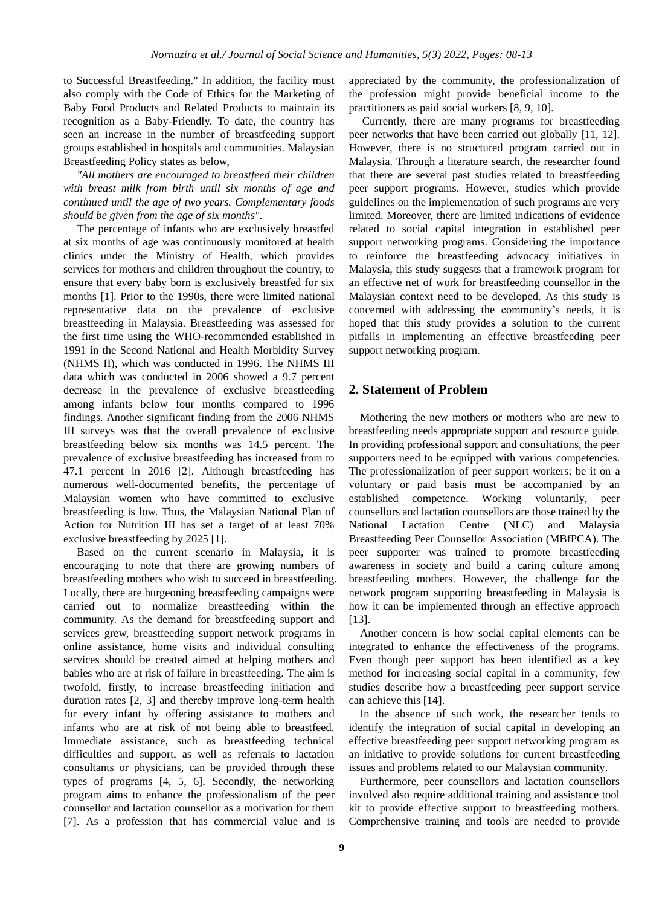to Successful Breastfeeding." In addition, the facility must also comply with the Code of Ethics for the Marketing of Baby Food Products and Related Products to maintain its recognition as a Baby-Friendly. To date, the country has seen an increase in the number of breastfeeding support groups established in hospitals and communities. Malaysian Breastfeeding Policy states as below,

*"All mothers are encouraged to breastfeed their children with breast milk from birth until six months of age and continued until the age of two years. Complementary foods should be given from the age of six months".*

The percentage of infants who are exclusively breastfed at six months of age was continuously monitored at health clinics under the Ministry of Health, which provides services for mothers and children throughout the country, to ensure that every baby born is exclusively breastfed for six months [1]. Prior to the 1990s, there were limited national representative data on the prevalence of exclusive breastfeeding in Malaysia. Breastfeeding was assessed for the first time using the WHO-recommended established in 1991 in the Second National and Health Morbidity Survey (NHMS II), which was conducted in 1996. The NHMS III data which was conducted in 2006 showed a 9.7 percent decrease in the prevalence of exclusive breastfeeding among infants below four months compared to 1996 findings. Another significant finding from the 2006 NHMS III surveys was that the overall prevalence of exclusive breastfeeding below six months was 14.5 percent. The prevalence of exclusive breastfeeding has increased from to 47.1 percent in 2016 [2]. Although breastfeeding has numerous well-documented benefits, the percentage of Malaysian women who have committed to exclusive breastfeeding is low. Thus, the Malaysian National Plan of Action for Nutrition III has set a target of at least 70% exclusive breastfeeding by 2025 [1].

Based on the current scenario in Malaysia, it is encouraging to note that there are growing numbers of breastfeeding mothers who wish to succeed in breastfeeding. Locally, there are burgeoning breastfeeding campaigns were carried out to normalize breastfeeding within the community. As the demand for breastfeeding support and services grew, breastfeeding support network programs in online assistance, home visits and individual consulting services should be created aimed at helping mothers and babies who are at risk of failure in breastfeeding. The aim is twofold, firstly, to increase breastfeeding initiation and duration rates [2, 3] and thereby improve long-term health for every infant by offering assistance to mothers and infants who are at risk of not being able to breastfeed. Immediate assistance, such as breastfeeding technical difficulties and support, as well as referrals to lactation consultants or physicians, can be provided through these types of programs [4, 5, 6]. Secondly, the networking program aims to enhance the professionalism of the peer counsellor and lactation counsellor as a motivation for them [7]. As a profession that has commercial value and is appreciated by the community, the professionalization of the profession might provide beneficial income to the practitioners as paid social workers [8, 9, 10].

Currently, there are many programs for breastfeeding peer networks that have been carried out globally [11, 12]. However, there is no structured program carried out in Malaysia. Through a literature search, the researcher found that there are several past studies related to breastfeeding peer support programs. However, studies which provide guidelines on the implementation of such programs are very limited. Moreover, there are limited indications of evidence related to social capital integration in established peer support networking programs. Considering the importance to reinforce the breastfeeding advocacy initiatives in Malaysia, this study suggests that a framework program for an effective net of work for breastfeeding counsellor in the Malaysian context need to be developed. As this study is concerned with addressing the community's needs, it is hoped that this study provides a solution to the current pitfalls in implementing an effective breastfeeding peer support networking program.

## 2. Statement of Problem

Mothering the new mothers or mothers who are new to breastfeeding needs appropriate support and resource guide. In providing professional support and consultations, the peer supporters need to be equipped with various competencies. The professionalization of peer support workers; be it on a voluntary or paid basis must be accompanied by an established competence. Working voluntarily, peer counsellors and lactation counsellors are those trained by the National Lactation Centre (NLC) and Malaysia Breastfeeding Peer Counsellor Association (MBfPCA). The peer supporter was trained to promote breastfeeding awareness in society and build a caring culture among breastfeeding mothers. However, the challenge for the network program supporting breastfeeding in Malaysia is how it can be implemented through an effective approach [13].

Another concern is how social capital elements can be integrated to enhance the effectiveness of the programs. Even though peer support has been identified as a key method for increasing social capital in a community, few studies describe how a breastfeeding peer support service can achieve this [14].

In the absence of such work, the researcher tends to identify the integration of social capital in developing an effective breastfeeding peer support networking program as an initiative to provide solutions for current breastfeeding issues and problems related to our Malaysian community.

Furthermore, peer counsellors and lactation counsellors involved also require additional training and assistance tool kit to provide effective support to breastfeeding mothers. Comprehensive training and tools are needed to provide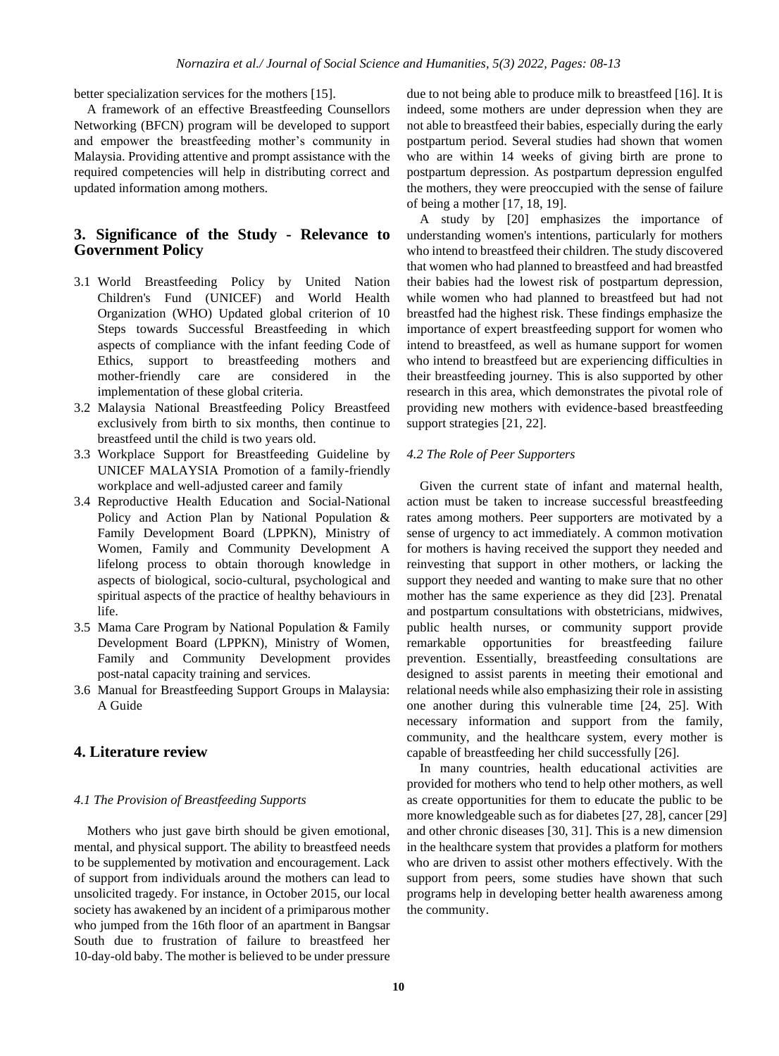better specialization services for the mothers [15].

A framework of an effective Breastfeeding Counsellors Networking (BFCN) program will be developed to support and empower the breastfeeding mother's community in Malaysia. Providing attentive and prompt assistance with the required competencies will help in distributing correct and updated information among mothers.

## 3. Significance of the Study - Relevance to Government Policy

3.1 World Breastfeeding Policy by United Nation Children's Fund (UNICEF) and World Health Organization (WHO) Updated global criterion of 10 Steps towards Successful Breastfeeding in which aspects of compliance with the infant feeding Code of Ethics, support to breastfeeding mothers and mother-friendly care are considered in the implementation of these global criteria.

3.2 Malaysia National Breastfeeding Policy Breastfeed exclusively from birth to six months, then continue to breastfeed until the child is two years old.

3.3 Workplace Support for Breastfeeding Guideline by UNICEF MALAYSIA Promotion of a family-friendly workplace and well-adjusted career and family

3.4 Reproductive Health Education and Social-National Policy and Action Plan by National Population & Family Development Board (LPPKN), Ministry of Women, Family and Community Development A lifelong process to obtain thorough knowledge in aspects of biological, socio-cultural, psychological and spiritual aspects of the practice of healthy behaviours in life.

3.5 Mama Care Program by National Population & Family Development Board (LPPKN), Ministry of Women, Family and Community Development provides post-natal capacity training and services.

3.6 Manual for Breastfeeding Support Groups in Malaysia: A Guide

## 4. Literature review

### *4.1 The Provision of Breastfeeding Supports*

Mothers who just gave birth should be given emotional, mental, and physical support. The ability to breastfeed needs to be supplemented by motivation and encouragement. Lack of support from individuals around the mothers can lead to unsolicited tragedy. For instance, in October 2015, our local society has awakened by an incident of a primiparous mother who jumped from the 16th floor of an apartment in Bangsar South due to frustration of failure to breastfeed her 10-day-old baby. The mother is believed to be under pressure due to not being able to produce milk to breastfeed [16]. It is indeed, some mothers are under depression when they are not able to breastfeed their babies, especially during the early postpartum period. Several studies had shown that women who are within 14 weeks of giving birth are prone to postpartum depression. As postpartum depression engulfed the mothers, they were preoccupied with the sense of failure of being a mother [17, 18, 19].

A study by [20] emphasizes the importance of understanding women's intentions, particularly for mothers who intend to breastfeed their children. The study discovered that women who had planned to breastfeed and had breastfed their babies had the lowest risk of postpartum depression, while women who had planned to breastfeed but had not breastfed had the highest risk. These findings emphasize the importance of expert breastfeeding support for women who intend to breastfeed, as well as humane support for women who intend to breastfeed but are experiencing difficulties in their breastfeeding journey. This is also supported by other research in this area, which demonstrates the pivotal role of providing new mothers with evidence-based breastfeeding support strategies [21, 22].

### *4.2 The Role of Peer Supporters*

Given the current state of infant and maternal health, action must be taken to increase successful breastfeeding rates among mothers. Peer supporters are motivated by a sense of urgency to act immediately. A common motivation for mothers is having received the support they needed and reinvesting that support in other mothers, or lacking the support they needed and wanting to make sure that no other mother has the same experience as they did [23]. Prenatal and postpartum consultations with obstetricians, midwives, public health nurses, or community support provide remarkable opportunities for breastfeeding failure prevention. Essentially, breastfeeding consultations are designed to assist parents in meeting their emotional and relational needs while also emphasizing their role in assisting one another during this vulnerable time [24, 25]. With necessary information and support from the family, community, and the healthcare system, every mother is capable of breastfeeding her child successfully [26].

In many countries, health educational activities are provided for mothers who tend to help other mothers, as well as create opportunities for them to educate the public to be more knowledgeable such as for diabetes [27, 28], cancer [29] and other chronic diseases [30, 31]. This is a new dimension in the healthcare system that provides a platform for mothers who are driven to assist other mothers effectively. With the support from peers, some studies have shown that such programs help in developing better health awareness among the community.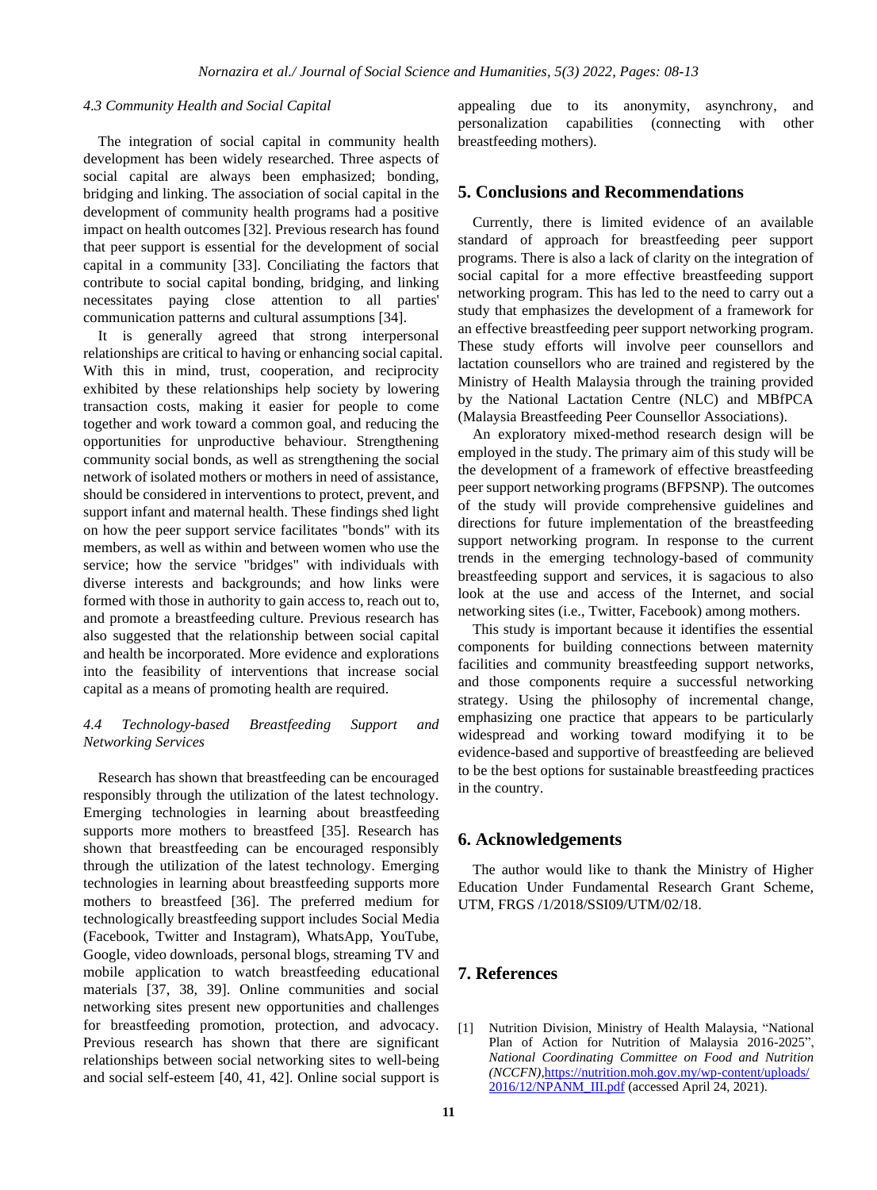### 4.3 Community Health and Social Capital

The integration of social capital in community health development has been widely researched. Three aspects of social capital are always been emphasized; bonding, bridging and linking. The association of social capital in the development of community health programs had a positive impact on health outcomes [32]. Previous research has found that peer support is essential for the development of social capital in a community [33]. Conciliating the factors that contribute to social capital bonding, bridging, and linking necessitates paying close attention to all parties' communication patterns and cultural assumptions [34].

It is generally agreed that strong interpersonal relationships are critical to having or enhancing social capital. With this in mind, trust, cooperation, and reciprocity exhibited by these relationships help society by lowering transaction costs, making it easier for people to come together and work toward a common goal, and reducing the opportunities for unproductive behaviour. Strengthening community social bonds, as well as strengthening the social network of isolated mothers or mothers in need of assistance, should be considered in interventions to protect, prevent, and support infant and maternal health. These findings shed light on how the peer support service facilitates "bonds" with its members, as well as within and between women who use the service; how the service "bridges" with individuals with diverse interests and backgrounds; and how links were formed with those in authority to gain access to, reach out to, and promote a breastfeeding culture. Previous research has also suggested that the relationship between social capital and health be incorporated. More evidence and explorations into the feasibility of interventions that increase social capital as a means of promoting health are required.

### 4.4 Technology-based Breastfeeding Support and Networking Services

Research has shown that breastfeeding can be encouraged responsibly through the utilization of the latest technology. Emerging technologies in learning about breastfeeding supports more mothers to breastfeed [35]. Research has shown that breastfeeding can be encouraged responsibly through the utilization of the latest technology. Emerging technologies in learning about breastfeeding supports more mothers to breastfeed [36]. The preferred medium for technologically breastfeeding support includes Social Media (Facebook, Twitter and Instagram), WhatsApp, YouTube, Google, video downloads, personal blogs, streaming TV and mobile application to watch breastfeeding educational materials [37, 38, 39]. Online communities and social networking sites present new opportunities and challenges for breastfeeding promotion, protection, and advocacy. Previous research has shown that there are significant relationships between social networking sites to well-being and social self-esteem [40, 41, 42]. Online social support is appealing due to its anonymity, asynchrony, and personalization capabilities (connecting with other breastfeeding mothers).

## 5. Conclusions and Recommendations

Currently, there is limited evidence of an available standard of approach for breastfeeding peer support programs. There is also a lack of clarity on the integration of social capital for a more effective breastfeeding support networking program. This has led to the need to carry out a study that emphasizes the development of a framework for an effective breastfeeding peer support networking program. These study efforts will involve peer counsellors and lactation counsellors who are trained and registered by the Ministry of Health Malaysia through the training provided by the National Lactation Centre (NLC) and MBfPCA (Malaysia Breastfeeding Peer Counsellor Associations).

An exploratory mixed-method research design will be employed in the study. The primary aim of this study will be the development of a framework of effective breastfeeding peer support networking programs (BFPSNP). The outcomes of the study will provide comprehensive guidelines and directions for future implementation of the breastfeeding support networking program. In response to the current trends in the emerging technology-based of community breastfeeding support and services, it is sagacious to also look at the use and access of the Internet, and social networking sites (i.e., Twitter, Facebook) among mothers.

This study is important because it identifies the essential components for building connections between maternity facilities and community breastfeeding support networks, and those components require a successful networking strategy. Using the philosophy of incremental change, emphasizing one practice that appears to be particularly widespread and working toward modifying it to be evidence-based and supportive of breastfeeding are believed to be the best options for sustainable breastfeeding practices in the country.

## 6. Acknowledgements

The author would like to thank the Ministry of Higher Education Under Fundamental Research Grant Scheme, UTM, FRGS /1/2018/SSI09/UTM/02/18.

## 7. References

[1] Nutrition Division, Ministry of Health Malaysia, "National Plan of Action for Nutrition of Malaysia 2016-2025", *National Coordinating Committee on Food and Nutrition (NCCFN)*,https://nutrition.moh.gov.my/wp-content/uploads/2016/12/NPANM_III.pdf (accessed April 24, 2021).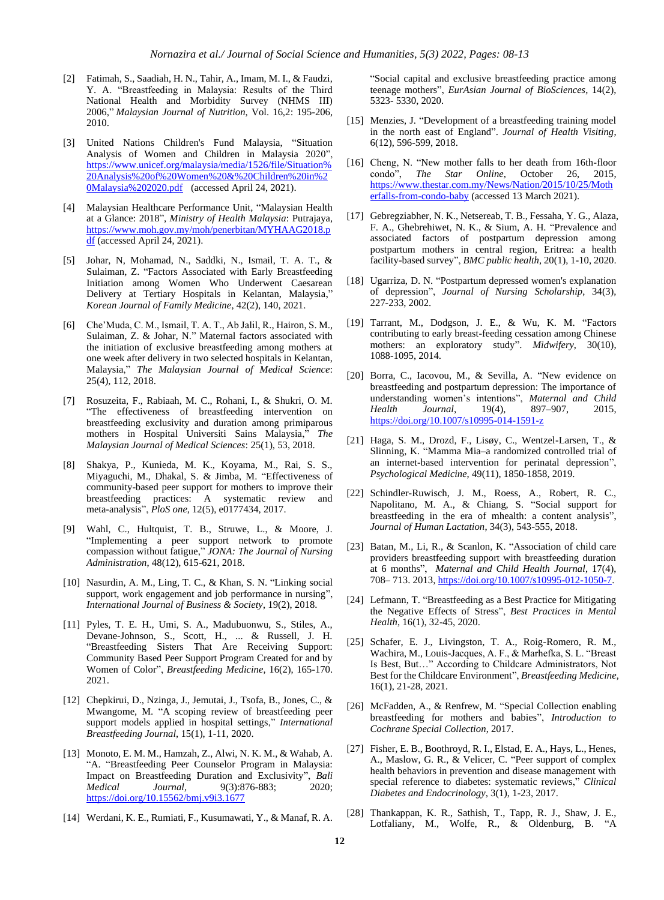[2] Fatimah, S., Saadiah, H. N., Tahir, A., Imam, M. I., & Faudzi, Y. A. "Breastfeeding in Malaysia: Results of the Third National Health and Morbidity Survey (NHMS III) 2006," *Malaysian Journal of Nutrition,* Vol. 16,2: 195-206, 2010.

[3] United Nations Children's Fund Malaysia, "Situation Analysis of Women and Children in Malaysia 2020", https://www.unicef.org/malaysia/media/1526/file/Situation%20Analysis%20of%20Women%20&%20Children%20in%20Malaysia%202020.pdf (accessed April 24, 2021).

[4] Malaysian Healthcare Performance Unit, "Malaysian Health at a Glance: 2018", *Ministry of Health Malaysia*: Putrajaya, https://www.moh.gov.my/moh/penerbitan/MYHAAG2018.pdf (accessed April 24, 2021).

[5] Johar, N, Mohamad, N., Saddki, N., Ismail, T. A. T., & Sulaiman, Z. "Factors Associated with Early Breastfeeding Initiation among Women Who Underwent Caesarean Delivery at Tertiary Hospitals in Kelantan, Malaysia," *Korean Journal of Family Medicine*, 42(2), 140, 2021.

[6] Che'Muda, C. M., Ismail, T. A. T., Ab Jalil, R., Hairon, S. M., Sulaiman, Z. & Johar, N." Maternal factors associated with the initiation of exclusive breastfeeding among mothers at one week after delivery in two selected hospitals in Kelantan, Malaysia," *The Malaysian Journal of Medical Science*: 25(4), 112, 2018.

[7] Rosuzeita, F., Rabiaah, M. C., Rohani, I., & Shukri, O. M. "The effectiveness of breastfeeding intervention on breastfeeding exclusivity and duration among primiparous mothers in Hospital Universiti Sains Malaysia," *The Malaysian Journal of Medical Sciences*: 25(1), 53, 2018.

[8] Shakya, P., Kunieda, M. K., Koyama, M., Rai, S. S., Miyaguchi, M., Dhakal, S. & Jimba, M. "Effectiveness of community-based peer support for mothers to improve their breastfeeding practices: A systematic review and meta-analysis", *PloS one*, 12(5), e0177434, 2017.

[9] Wahl, C., Hultquist, T. B., Struwe, L., & Moore, J. "Implementing a peer support network to promote compassion without fatigue," *JONA: The Journal of Nursing Administration*, 48(12), 615-621, 2018.

[10] Nasurdin, A. M., Ling, T. C., & Khan, S. N. "Linking social support, work engagement and job performance in nursing", *International Journal of Business & Society*, 19(2), 2018.

[11] Pyles, T. E. H., Umi, S. A., Madubuonwu, S., Stiles, A., Devane-Johnson, S., Scott, H., ... & Russell, J. H. "Breastfeeding Sisters That Are Receiving Support: Community Based Peer Support Program Created for and by Women of Color", *Breastfeeding Medicine*, 16(2), 165-170. 2021.

[12] Chepkirui, D., Nzinga, J., Jemutai, J., Tsofa, B., Jones, C., & Mwangome, M. "A scoping review of breastfeeding peer support models applied in hospital settings," *International Breastfeeding Journal*, 15(1), 1-11, 2020.

[13] Monoto, E. M. M., Hamzah, Z., Alwi, N. K. M., & Wahab, A. "A. "Breastfeeding Peer Counselor Program in Malaysia: Impact on Breastfeeding Duration and Exclusivity", *Bali Medical Journal*, 9(3):876-883; 2020; https://doi.org/10.15562/bmj.v9i3.1677

[14] Werdani, K. E., Rumiati, F., Kusumawati, Y., & Manaf, R. A. "Social capital and exclusive breastfeeding practice among teenage mothers", *EurAsian Journal of BioSciences*, 14(2), 5323- 5330, 2020.

[15] Menzies, J. "Development of a breastfeeding training model in the north east of England". *Journal of Health Visiting*, 6(12), 596-599, 2018.

[16] Cheng, N. "New mother falls to her death from 16th-floor condo", *The Star Online*, October 26, 2015, https://www.thestar.com.my/News/Nation/2015/10/25/Motherfalls-from-condo-baby (accessed 13 March 2021).

[17] Gebregziabher, N. K., Netsereab, T. B., Fessaha, Y. G., Alaza, F. A., Ghebrehiwet, N. K., & Sium, A. H. "Prevalence and associated factors of postpartum depression among postpartum mothers in central region, Eritrea: a health facility-based survey", *BMC public health*, 20(1), 1-10, 2020.

[18] Ugarriza, D. N. "Postpartum depressed women's explanation of depression", *Journal of Nursing Scholarship*, 34(3), 227-233, 2002.

[19] Tarrant, M., Dodgson, J. E., & Wu, K. M. "Factors contributing to early breast-feeding cessation among Chinese mothers: an exploratory study". *Midwifery*, 30(10), 1088-1095, 2014.

[20] Borra, C., Iacovou, M., & Sevilla, A. "New evidence on breastfeeding and postpartum depression: The importance of understanding women's intentions", *Maternal and Child Health Journal*, 19(4), 897–907, 2015, https://doi.org/10.1007/s10995-014-1591-z

[21] Haga, S. M., Drozd, F., Lisøy, C., Wentzel-Larsen, T., & Slinning, K. "Mamma Mia–a randomized controlled trial of an internet-based intervention for perinatal depression", *Psychological Medicine*, 49(11), 1850-1858, 2019.

[22] Schindler-Ruwisch, J. M., Roess, A., Robert, R. C., Napolitano, M. A., & Chiang, S. "Social support for breastfeeding in the era of mhealth: a content analysis", *Journal of Human Lactation*, 34(3), 543-555, 2018.

[23] Batan, M., Li, R., & Scanlon, K. "Association of child care providers breastfeeding support with breastfeeding duration at 6 months", *Maternal and Child Health Journal*, 17(4), 708– 713. 2013, https://doi.org/10.1007/s10995-012-1050-7.

[24] Lefmann, T. "Breastfeeding as a Best Practice for Mitigating the Negative Effects of Stress", *Best Practices in Mental Health*, 16(1), 32-45, 2020.

[25] Schafer, E. J., Livingston, T. A., Roig-Romero, R. M., Wachira, M., Louis-Jacques, A. F., & Marhefka, S. L. "Breast Is Best, But…" According to Childcare Administrators, Not Best for the Childcare Environment", *Breastfeeding Medicine*, 16(1), 21-28, 2021.

[26] McFadden, A., & Renfrew, M. "Special Collection enabling breastfeeding for mothers and babies", *Introduction to Cochrane Special Collection*, 2017.

[27] Fisher, E. B., Boothroyd, R. I., Elstad, E. A., Hays, L., Henes, A., Maslow, G. R., & Velicer, C. "Peer support of complex health behaviors in prevention and disease management with special reference to diabetes: systematic reviews," *Clinical Diabetes and Endocrinology*, 3(1), 1-23, 2017.

[28] Thankappan, K. R., Sathish, T., Tapp, R. J., Shaw, J. E., Lotfaliany, M., Wolfe, R., & Oldenburg, B. "A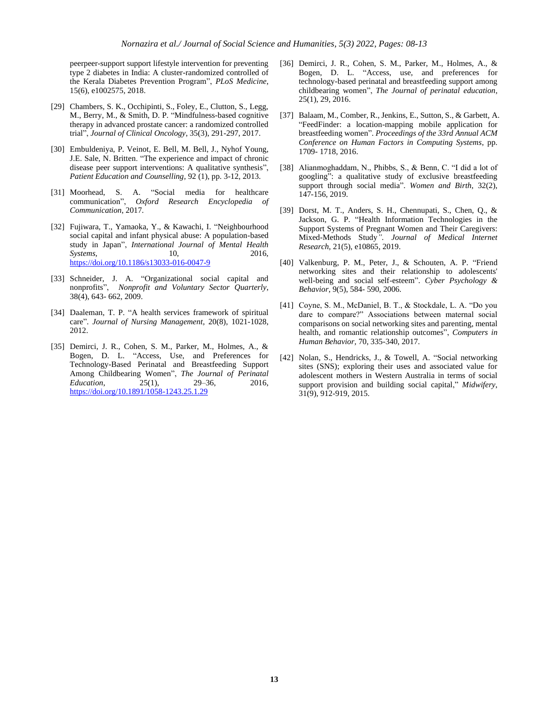peerpeer-support support lifestyle intervention for preventing type 2 diabetes in India: A cluster-randomized controlled of the Kerala Diabetes Prevention Program", *PLoS Medicine*, 15(6), e1002575, 2018.

[29] Chambers, S. K., Occhipinti, S., Foley, E., Clutton, S., Legg, M., Berry, M., & Smith, D. P. "Mindfulness-based cognitive therapy in advanced prostate cancer: a randomized controlled trial", *Journal of Clinical Oncology*, 35(3), 291-297, 2017.

[30] Embuldeniya, P. Veinot, E. Bell, M. Bell, J., Nyhof Young, J.E. Sale, N. Britten. "The experience and impact of chronic disease peer support interventions: A qualitative synthesis", *Patient Education and Counselling*, 92 (1), pp. 3-12, 2013.

[31] Moorhead, S. A. "Social media for healthcare communication", *Oxford Research Encyclopedia of Communication*, 2017.

[32] Fujiwara, T., Yamaoka, Y., & Kawachi, I. "Neighbourhood social capital and infant physical abuse: A population-based study in Japan", *International Journal of Mental Health Systems*, 10, 2016, https://doi.org/10.1186/s13033-016-0047-9

[33] Schneider, J. A. "Organizational social capital and nonprofits", *Nonprofit and Voluntary Sector Quarterly*, 38(4), 643- 662, 2009.

[34] Daaleman, T. P. "A health services framework of spiritual care". *Journal of Nursing Management*, 20(8), 1021-1028, 2012.

[35] Demirci, J. R., Cohen, S. M., Parker, M., Holmes, A., & Bogen, D. L. "Access, Use, and Preferences for Technology-Based Perinatal and Breastfeeding Support Among Childbearing Women", *The Journal of Perinatal Education*, 25(1), 29–36, 2016, https://doi.org/10.1891/1058-1243.25.1.29

[36] Demirci, J. R., Cohen, S. M., Parker, M., Holmes, A., & Bogen, D. L. "Access, use, and preferences for technology-based perinatal and breastfeeding support among childbearing women", *The Journal of perinatal education*, 25(1), 29, 2016.

[37] Balaam, M., Comber, R., Jenkins, E., Sutton, S., & Garbett, A. "FeedFinder: a location-mapping mobile application for breastfeeding women". *Proceedings of the 33rd Annual ACM Conference on Human Factors in Computing Systems*, pp. 1709- 1718, 2016.

[38] Alianmoghaddam, N., Phibbs, S., & Benn, C. "I did a lot of googling": a qualitative study of exclusive breastfeeding support through social media". *Women and Birth*, 32(2), 147-156, 2019.

[39] Dorst, M. T., Anders, S. H., Chennupati, S., Chen, Q., & Jackson, G. P. "Health Information Technologies in the Support Systems of Pregnant Women and Their Caregivers: Mixed-Methods Study". *Journal of Medical Internet Research*, 21(5), e10865, 2019.

[40] Valkenburg, P. M., Peter, J., & Schouten, A. P. "Friend networking sites and their relationship to adolescents' well-being and social self-esteem". *Cyber Psychology & Behavior*, 9(5), 584- 590, 2006.

[41] Coyne, S. M., McDaniel, B. T., & Stockdale, L. A. "Do you dare to compare?" Associations between maternal social comparisons on social networking sites and parenting, mental health, and romantic relationship outcomes", *Computers in Human Behavior*, 70, 335-340, 2017.

[42] Nolan, S., Hendricks, J., & Towell, A. "Social networking sites (SNS); exploring their uses and associated value for adolescent mothers in Western Australia in terms of social support provision and building social capital," *Midwifery*, 31(9), 912-919, 2015.